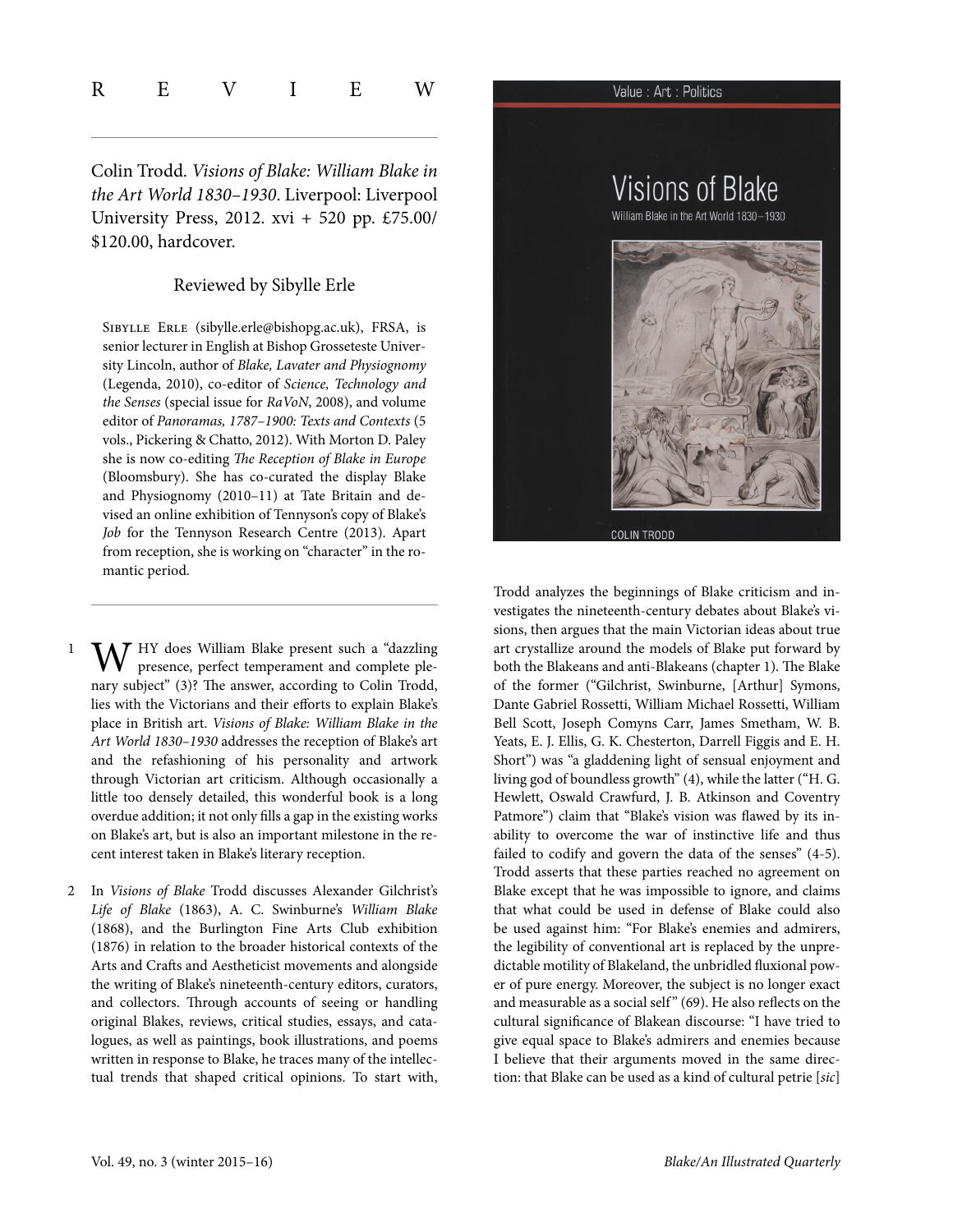# REVIEW

Colin Trodd. *Visions of Blake: William Blake in the Art World 1830–1930*. Liverpool: Liverpool University Press, 2012. xvi + 520 pp. £75.00/ $120.00, hardcover.

Reviewed by Sibylle Erle

SIBYLLE ERLE (sibylle.erle@bishopg.ac.uk), FRSA, is senior lecturer in English at Bishop Grosseteste University Lincoln, author of *Blake, Lavater and Physiognomy* (Legenda, 2010), co-editor of *Science, Technology and the Senses* (special issue for *RaVoN*, 2008), and volume editor of *Panoramas, 1787–1900: Texts and Contexts* (5 vols., Pickering & Chatto, 2012). With Morton D. Paley she is now co-editing *The Reception of Blake in Europe* (Bloomsbury). She has co-curated the display Blake and Physiognomy (2010–11) at Tate Britain and devised an online exhibition of Tennyson's copy of Blake's *Job* for the Tennyson Research Centre (2013). Apart from reception, she is working on "character" in the romantic period.

1 WHY does William Blake present such a "dazzling presence, perfect temperament and complete plenary subject" (3)? The answer, according to Colin Trodd, lies with the Victorians and their efforts to explain Blake's place in British art. *Visions of Blake: William Blake in the Art World 1830–1930* addresses the reception of Blake's art and the refashioning of his personality and artwork through Victorian art criticism. Although occasionally a little too densely detailed, this wonderful book is a long overdue addition; it not only fills a gap in the existing works on Blake's art, but is also an important milestone in the recent interest taken in Blake's literary reception.

2 In *Visions of Blake* Trodd discusses Alexander Gilchrist's *Life of Blake* (1863), A. C. Swinburne's *William Blake* (1868), and the Burlington Fine Arts Club exhibition (1876) in relation to the broader historical contexts of the Arts and Crafts and Aestheticist movements and alongside the writing of Blake's nineteenth-century editors, curators, and collectors. Through accounts of seeing or handling original Blakes, reviews, critical studies, essays, and catalogues, as well as paintings, book illustrations, and poems written in response to Blake, he traces many of the intellectual trends that shaped critical opinions. To start with, Trodd analyzes the beginnings of Blake criticism and investigates the nineteenth-century debates about Blake's visions, then argues that the main Victorian ideas about true art crystallize around the models of Blake put forward by both the Blakeans and anti-Blakeans (chapter 1). The Blake of the former ("Gilchrist, Swinburne, [Arthur] Symons, Dante Gabriel Rossetti, William Michael Rossetti, William Bell Scott, Joseph Comyns Carr, James Smetham, W. B. Yeats, E. J. Ellis, G. K. Chesterton, Darrell Figgis and E. H. Short") was "a gladdening light of sensual enjoyment and living god of boundless growth" (4), while the latter ("H. G. Hewlett, Oswald Crawfurd, J. B. Atkinson and Coventry Patmore") claim that "Blake's vision was flawed by its inability to overcome the war of instinctive life and thus failed to codify and govern the data of the senses" (4-5). Trodd asserts that these parties reached no agreement on Blake except that he was impossible to ignore, and claims that what could be used in defense of Blake could also be used against him: "For Blake's enemies and admirers, the legibility of conventional art is replaced by the unpredictable motility of Blakeland, the unbridled fluxional power of pure energy. Moreover, the subject is no longer exact and measurable as a social self" (69). He also reflects on the cultural significance of Blakean discourse: "I have tried to give equal space to Blake's admirers and enemies because I believe that their arguments moved in the same direction: that Blake can be used as a kind of cultural petrie [*sic*]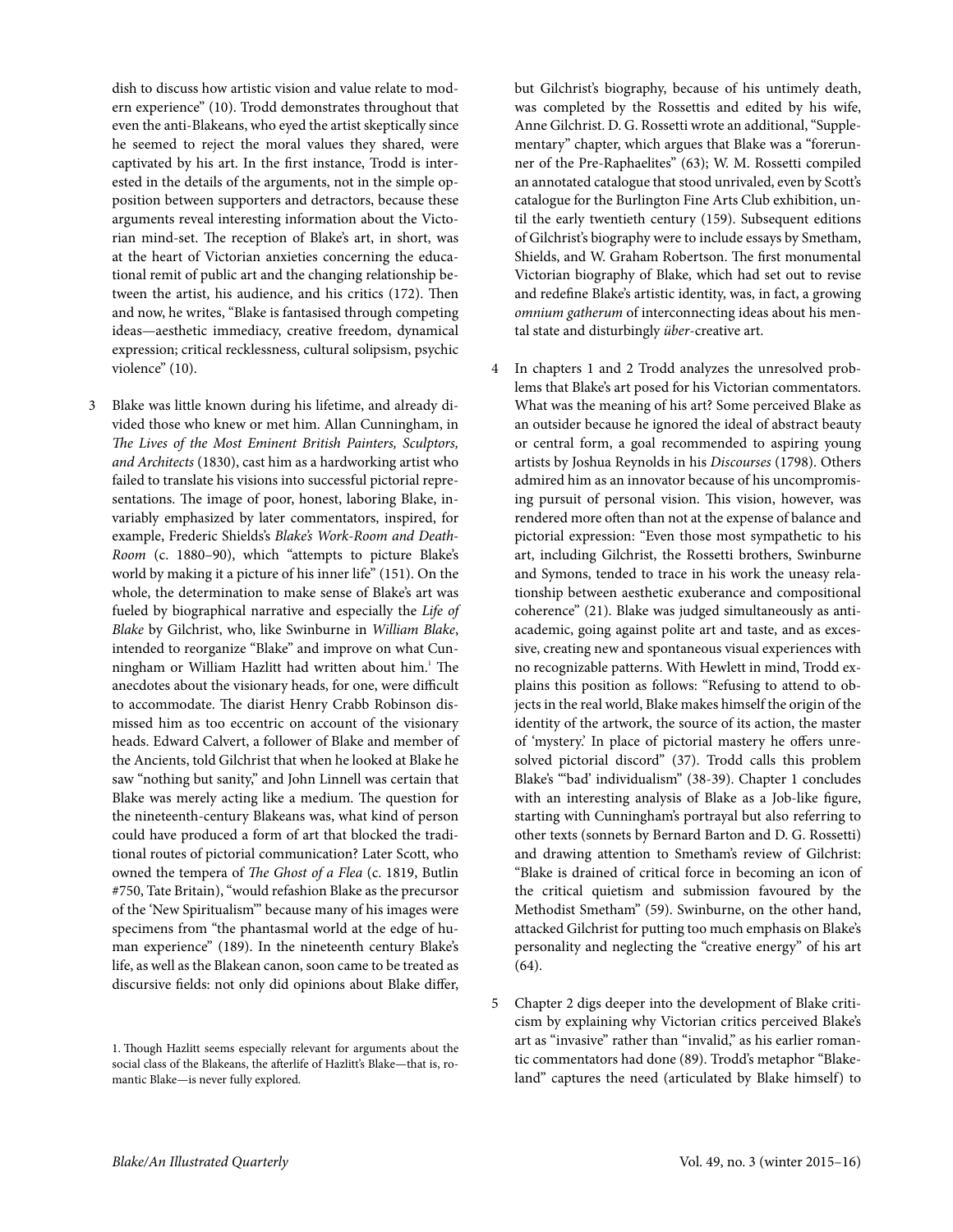dish to discuss how artistic vision and value relate to modern experience" (10). Trodd demonstrates throughout that even the anti-Blakeans, who eyed the artist skeptically since he seemed to reject the moral values they shared, were captivated by his art. In the first instance, Trodd is interested in the details of the arguments, not in the simple opposition between supporters and detractors, because these arguments reveal interesting information about the Victorian mind-set. The reception of Blake's art, in short, was at the heart of Victorian anxieties concerning the educational remit of public art and the changing relationship between the artist, his audience, and his critics (172). Then and now, he writes, "Blake is fantasised through competing ideas—aesthetic immediacy, creative freedom, dynamical expression; critical recklessness, cultural solipsism, psychic violence" (10).

3 Blake was little known during his lifetime, and already divided those who knew or met him. Allan Cunningham, in *The Lives of the Most Eminent British Painters, Sculptors, and Architects* (1830), cast him as a hardworking artist who failed to translate his visions into successful pictorial representations. The image of poor, honest, laboring Blake, invariably emphasized by later commentators, inspired, for example, Frederic Shields's *Blake's Work-Room and Death-Room* (c. 1880–90), which "attempts to picture Blake's world by making it a picture of his inner life" (151). On the whole, the determination to make sense of Blake's art was fueled by biographical narrative and especially the *Life of Blake* by Gilchrist, who, like Swinburne in *William Blake*, intended to reorganize "Blake" and improve on what Cunningham or William Hazlitt had written about him.[1] The anecdotes about the visionary heads, for one, were difficult to accommodate. The diarist Henry Crabb Robinson dismissed him as too eccentric on account of the visionary heads. Edward Calvert, a follower of Blake and member of the Ancients, told Gilchrist that when he looked at Blake he saw "nothing but sanity," and John Linnell was certain that Blake was merely acting like a medium. The question for the nineteenth-century Blakeans was, what kind of person could have produced a form of art that blocked the traditional routes of pictorial communication? Later Scott, who owned the tempera of *The Ghost of a Flea* (c. 1819, Butlin #750, Tate Britain), "would refashion Blake as the precursor of the 'New Spiritualism'" because many of his images were specimens from "the phantasmal world at the edge of human experience" (189). In the nineteenth century Blake's life, as well as the Blakean canon, soon came to be treated as discursive fields: not only did opinions about Blake differ, but Gilchrist's biography, because of his untimely death, was completed by the Rossettis and edited by his wife, Anne Gilchrist. D. G. Rossetti wrote an additional, "Supplementary" chapter, which argues that Blake was a "forerunner of the Pre-Raphaelites" (63); W. M. Rossetti compiled an annotated catalogue that stood unrivaled, even by Scott's catalogue for the Burlington Fine Arts Club exhibition, until the early twentieth century (159). Subsequent editions of Gilchrist's biography were to include essays by Smetham, Shields, and W. Graham Robertson. The first monumental Victorian biography of Blake, which had set out to revise and redefine Blake's artistic identity, was, in fact, a growing *omnium gatherum* of interconnecting ideas about his mental state and disturbingly *über*-creative art.

4 In chapters 1 and 2 Trodd analyzes the unresolved problems that Blake's art posed for his Victorian commentators. What was the meaning of his art? Some perceived Blake as an outsider because he ignored the ideal of abstract beauty or central form, a goal recommended to aspiring young artists by Joshua Reynolds in his *Discourses* (1798). Others admired him as an innovator because of his uncompromising pursuit of personal vision. This vision, however, was rendered more often than not at the expense of balance and pictorial expression: "Even those most sympathetic to his art, including Gilchrist, the Rossetti brothers, Swinburne and Symons, tended to trace in his work the uneasy relationship between aesthetic exuberance and compositional coherence" (21). Blake was judged simultaneously as anti-academic, going against polite art and taste, and as excessive, creating new and spontaneous visual experiences with no recognizable patterns. With Hewlett in mind, Trodd explains this position as follows: "Refusing to attend to objects in the real world, Blake makes himself the origin of the identity of the artwork, the source of its action, the master of 'mystery.' In place of pictorial mastery he offers unresolved pictorial discord" (37). Trodd calls this problem Blake's "'bad' individualism" (38-39). Chapter 1 concludes with an interesting analysis of Blake as a Job-like figure, starting with Cunningham's portrayal but also referring to other texts (sonnets by Bernard Barton and D. G. Rossetti) and drawing attention to Smetham's review of Gilchrist: "Blake is drained of critical force in becoming an icon of the critical quietism and submission favoured by the Methodist Smetham" (59). Swinburne, on the other hand, attacked Gilchrist for putting too much emphasis on Blake's personality and neglecting the "creative energy" of his art (64).

5 Chapter 2 digs deeper into the development of Blake criticism by explaining why Victorian critics perceived Blake's art as "invasive" rather than "invalid," as his earlier romantic commentators had done (89). Trodd's metaphor "Blakeland" captures the need (articulated by Blake himself) to

1. Though Hazlitt seems especially relevant for arguments about the social class of the Blakeans, the afterlife of Hazlitt's Blake—that is, romantic Blake—is never fully explored.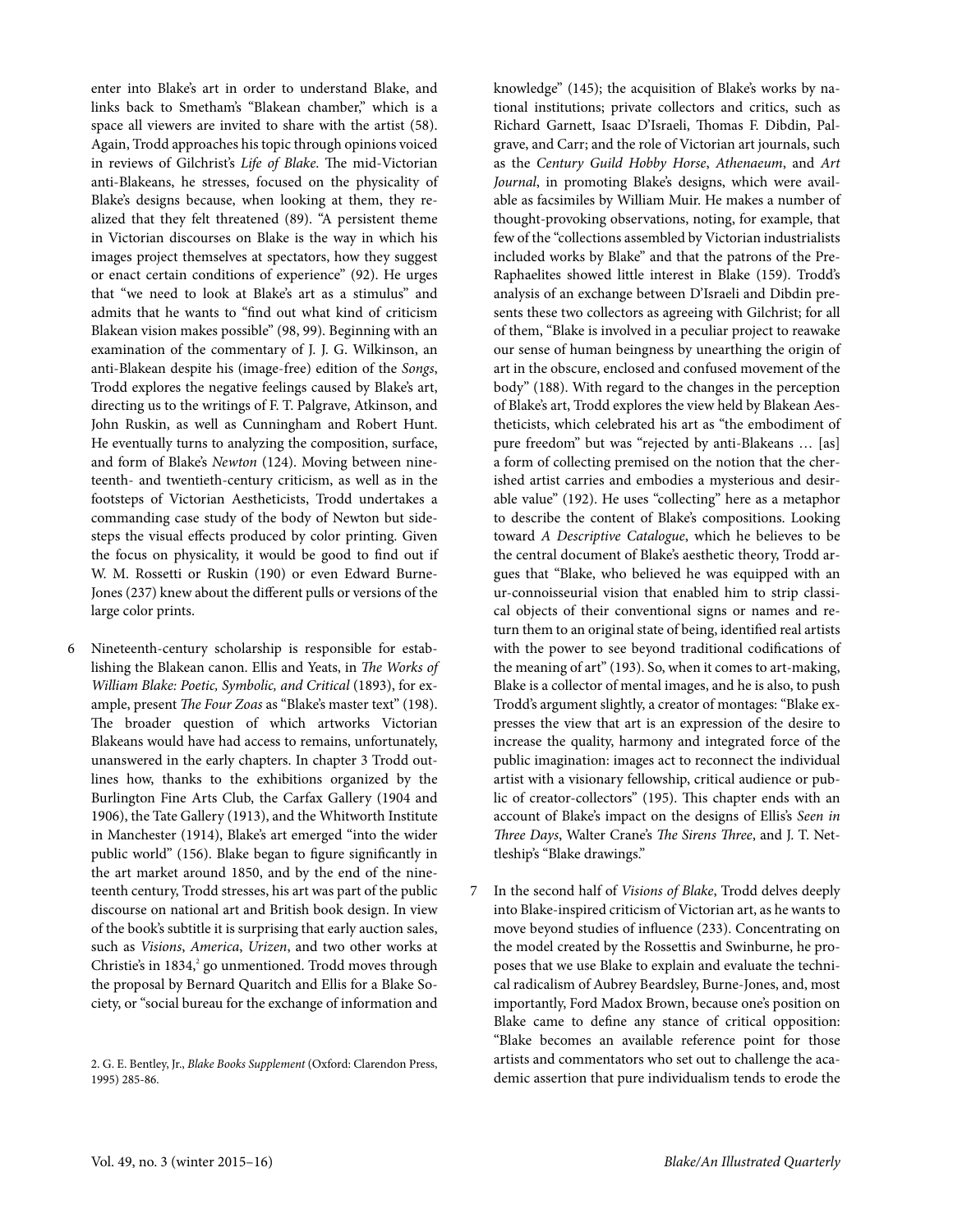enter into Blake's art in order to understand Blake, and links back to Smetham's "Blakean chamber," which is a space all viewers are invited to share with the artist (58). Again, Trodd approaches his topic through opinions voiced in reviews of Gilchrist's *Life of Blake*. The mid-Victorian anti-Blakeans, he stresses, focused on the physicality of Blake's designs because, when looking at them, they realized that they felt threatened (89). "A persistent theme in Victorian discourses on Blake is the way in which his images project themselves at spectators, how they suggest or enact certain conditions of experience" (92). He urges that "we need to look at Blake's art as a stimulus" and admits that he wants to "find out what kind of criticism Blakean vision makes possible" (98, 99). Beginning with an examination of the commentary of J. J. G. Wilkinson, an anti-Blakean despite his (image-free) edition of the *Songs*, Trodd explores the negative feelings caused by Blake's art, directing us to the writings of F. T. Palgrave, Atkinson, and John Ruskin, as well as Cunningham and Robert Hunt. He eventually turns to analyzing the composition, surface, and form of Blake's *Newton* (124). Moving between nineteenth- and twentieth-century criticism, as well as in the footsteps of Victorian Aestheticists, Trodd undertakes a commanding case study of the body of Newton but sidesteps the visual effects produced by color printing. Given the focus on physicality, it would be good to find out if W. M. Rossetti or Ruskin (190) or even Edward Burne-Jones (237) knew about the different pulls or versions of the large color prints.

6 Nineteenth-century scholarship is responsible for establishing the Blakean canon. Ellis and Yeats, in *The Works of William Blake: Poetic, Symbolic, and Critical* (1893), for example, present *The Four Zoas* as "Blake's master text" (198). The broader question of which artworks Victorian Blakeans would have had access to remains, unfortunately, unanswered in the early chapters. In chapter 3 Trodd outlines how, thanks to the exhibitions organized by the Burlington Fine Arts Club, the Carfax Gallery (1904 and 1906), the Tate Gallery (1913), and the Whitworth Institute in Manchester (1914), Blake's art emerged "into the wider public world" (156). Blake began to figure significantly in the art market around 1850, and by the end of the nineteenth century, Trodd stresses, his art was part of the public discourse on national art and British book design. In view of the book's subtitle it is surprising that early auction sales, such as *Visions*, *America*, *Urizen*, and two other works at Christie's in 1834,[2] go unmentioned. Trodd moves through the proposal by Bernard Quaritch and Ellis for a Blake Society, or "social bureau for the exchange of information and knowledge" (145); the acquisition of Blake's works by national institutions; private collectors and critics, such as Richard Garnett, Isaac D'Israeli, Thomas F. Dibdin, Palgrave, and Carr; and the role of Victorian art journals, such as the *Century Guild Hobby Horse*, *Athenaeum*, and *Art Journal*, in promoting Blake's designs, which were available as facsimiles by William Muir. He makes a number of thought-provoking observations, noting, for example, that few of the "collections assembled by Victorian industrialists included works by Blake" and that the patrons of the Pre-Raphaelites showed little interest in Blake (159). Trodd's analysis of an exchange between D'Israeli and Dibdin presents these two collectors as agreeing with Gilchrist; for all of them, "Blake is involved in a peculiar project to reawake our sense of human beingness by unearthing the origin of art in the obscure, enclosed and confused movement of the body" (188). With regard to the changes in the perception of Blake's art, Trodd explores the view held by Blakean Aestheticists, which celebrated his art as "the embodiment of pure freedom" but was "rejected by anti-Blakeans … [as] a form of collecting premised on the notion that the cherished artist carries and embodies a mysterious and desirable value" (192). He uses "collecting" here as a metaphor to describe the content of Blake's compositions. Looking toward *A Descriptive Catalogue*, which he believes to be the central document of Blake's aesthetic theory, Trodd argues that "Blake, who believed he was equipped with an ur-connoisseurial vision that enabled him to strip classical objects of their conventional signs or names and return them to an original state of being, identified real artists with the power to see beyond traditional codifications of the meaning of art" (193). So, when it comes to art-making, Blake is a collector of mental images, and he is also, to push Trodd's argument slightly, a creator of montages: "Blake expresses the view that art is an expression of the desire to increase the quality, harmony and integrated force of the public imagination: images act to reconnect the individual artist with a visionary fellowship, critical audience or public of creator-collectors" (195). This chapter ends with an account of Blake's impact on the designs of Ellis's *Seen in Three Days*, Walter Crane's *The Sirens Three*, and J. T. Nettleship's "Blake drawings."

7 In the second half of *Visions of Blake*, Trodd delves deeply into Blake-inspired criticism of Victorian art, as he wants to move beyond studies of influence (233). Concentrating on the model created by the Rossettis and Swinburne, he proposes that we use Blake to explain and evaluate the technical radicalism of Aubrey Beardsley, Burne-Jones, and, most importantly, Ford Madox Brown, because one's position on Blake came to define any stance of critical opposition: "Blake becomes an available reference point for those artists and commentators who set out to challenge the academic assertion that pure individualism tends to erode the

2. G. E. Bentley, Jr., *Blake Books Supplement* (Oxford: Clarendon Press, 1995) 285-86.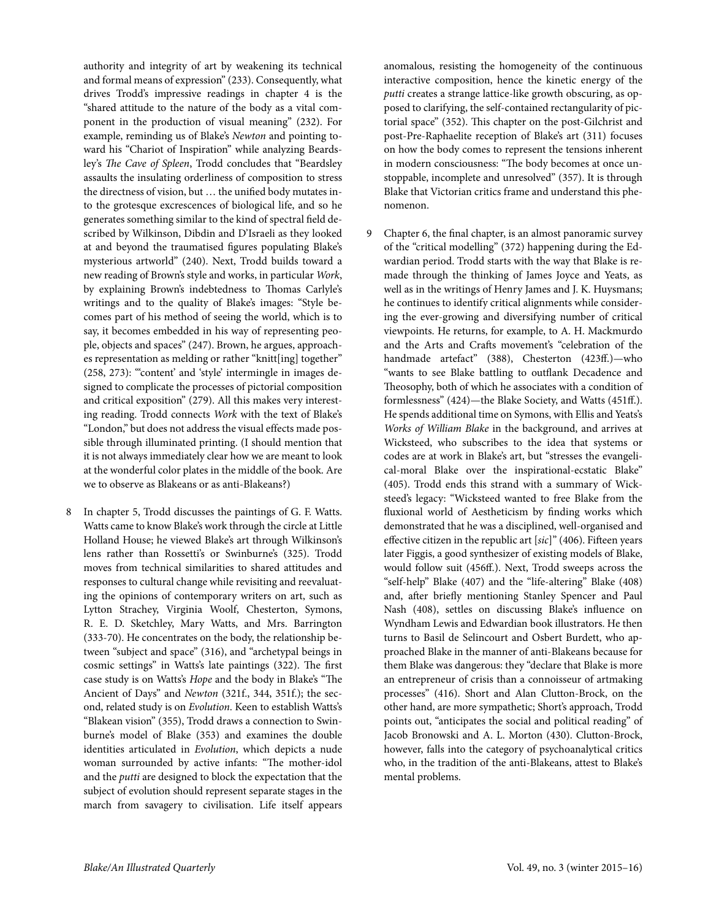authority and integrity of art by weakening its technical and formal means of expression" (233). Consequently, what drives Trodd's impressive readings in chapter 4 is the "shared attitude to the nature of the body as a vital component in the production of visual meaning" (232). For example, reminding us of Blake's *Newton* and pointing toward his "Chariot of Inspiration" while analyzing Beardsley's *The Cave of Spleen*, Trodd concludes that "Beardsley assaults the insulating orderliness of composition to stress the directness of vision, but … the unified body mutates into the grotesque excrescences of biological life, and so he generates something similar to the kind of spectral field described by Wilkinson, Dibdin and D'Israeli as they looked at and beyond the traumatised figures populating Blake's mysterious artworld" (240). Next, Trodd builds toward a new reading of Brown's style and works, in particular *Work*, by explaining Brown's indebtedness to Thomas Carlyle's writings and to the quality of Blake's images: "Style becomes part of his method of seeing the world, which is to say, it becomes embedded in his way of representing people, objects and spaces" (247). Brown, he argues, approaches representation as melding or rather "knitt[ing] together" (258, 273): "'content' and 'style' intermingle in images designed to complicate the processes of pictorial composition and critical exposition" (279). All this makes very interesting reading. Trodd connects *Work* with the text of Blake's "London," but does not address the visual effects made possible through illuminated printing. (I should mention that it is not always immediately clear how we are meant to look at the wonderful color plates in the middle of the book. Are we to observe as Blakeans or as anti-Blakeans?)

8 In chapter 5, Trodd discusses the paintings of G. F. Watts. Watts came to know Blake's work through the circle at Little Holland House; he viewed Blake's art through Wilkinson's lens rather than Rossetti's or Swinburne's (325). Trodd moves from technical similarities to shared attitudes and responses to cultural change while revisiting and reevaluating the opinions of contemporary writers on art, such as Lytton Strachey, Virginia Woolf, Chesterton, Symons, R. E. D. Sketchley, Mary Watts, and Mrs. Barrington (333-70). He concentrates on the body, the relationship between "subject and space" (316), and "archetypal beings in cosmic settings" in Watts's late paintings (322). The first case study is on Watts's *Hope* and the body in Blake's "The Ancient of Days" and *Newton* (321f., 344, 351f.); the second, related study is on *Evolution*. Keen to establish Watts's "Blakean vision" (355), Trodd draws a connection to Swinburne's model of Blake (353) and examines the double identities articulated in *Evolution*, which depicts a nude woman surrounded by active infants: "The mother-idol and the *putti* are designed to block the expectation that the subject of evolution should represent separate stages in the march from savagery to civilisation. Life itself appears anomalous, resisting the homogeneity of the continuous interactive composition, hence the kinetic energy of the *putti* creates a strange lattice-like growth obscuring, as opposed to clarifying, the self-contained rectangularity of pictorial space" (352). This chapter on the post-Gilchrist and post-Pre-Raphaelite reception of Blake's art (311) focuses on how the body comes to represent the tensions inherent in modern consciousness: "The body becomes at once unstoppable, incomplete and unresolved" (357). It is through Blake that Victorian critics frame and understand this phenomenon.

9 Chapter 6, the final chapter, is an almost panoramic survey of the "critical modelling" (372) happening during the Edwardian period. Trodd starts with the way that Blake is remade through the thinking of James Joyce and Yeats, as well as in the writings of Henry James and J. K. Huysmans; he continues to identify critical alignments while considering the ever-growing and diversifying number of critical viewpoints. He returns, for example, to A. H. Mackmurdo and the Arts and Crafts movement's "celebration of the handmade artefact" (388), Chesterton (423ff.)—who "wants to see Blake battling to outflank Decadence and Theosophy, both of which he associates with a condition of formlessness" (424)—the Blake Society, and Watts (451ff.). He spends additional time on Symons, with Ellis and Yeats's *Works of William Blake* in the background, and arrives at Wicksteed, who subscribes to the idea that systems or codes are at work in Blake's art, but "stresses the evangelical-moral Blake over the inspirational-ecstatic Blake" (405). Trodd ends this strand with a summary of Wicksteed's legacy: "Wicksteed wanted to free Blake from the fluxional world of Aestheticism by finding works which demonstrated that he was a disciplined, well-organised and effective citizen in the republic art [*sic*]" (406). Fifteen years later Figgis, a good synthesizer of existing models of Blake, would follow suit (456ff.). Next, Trodd sweeps across the "self-help" Blake (407) and the "life-altering" Blake (408) and, after briefly mentioning Stanley Spencer and Paul Nash (408), settles on discussing Blake's influence on Wyndham Lewis and Edwardian book illustrators. He then turns to Basil de Selincourt and Osbert Burdett, who approached Blake in the manner of anti-Blakeans because for them Blake was dangerous: they "declare that Blake is more an entrepreneur of crisis than a connoisseur of artmaking processes" (416). Short and Alan Clutton-Brock, on the other hand, are more sympathetic; Short's approach, Trodd points out, "anticipates the social and political reading" of Jacob Bronowski and A. L. Morton (430). Clutton-Brock, however, falls into the category of psychoanalytical critics who, in the tradition of the anti-Blakeans, attest to Blake's mental problems.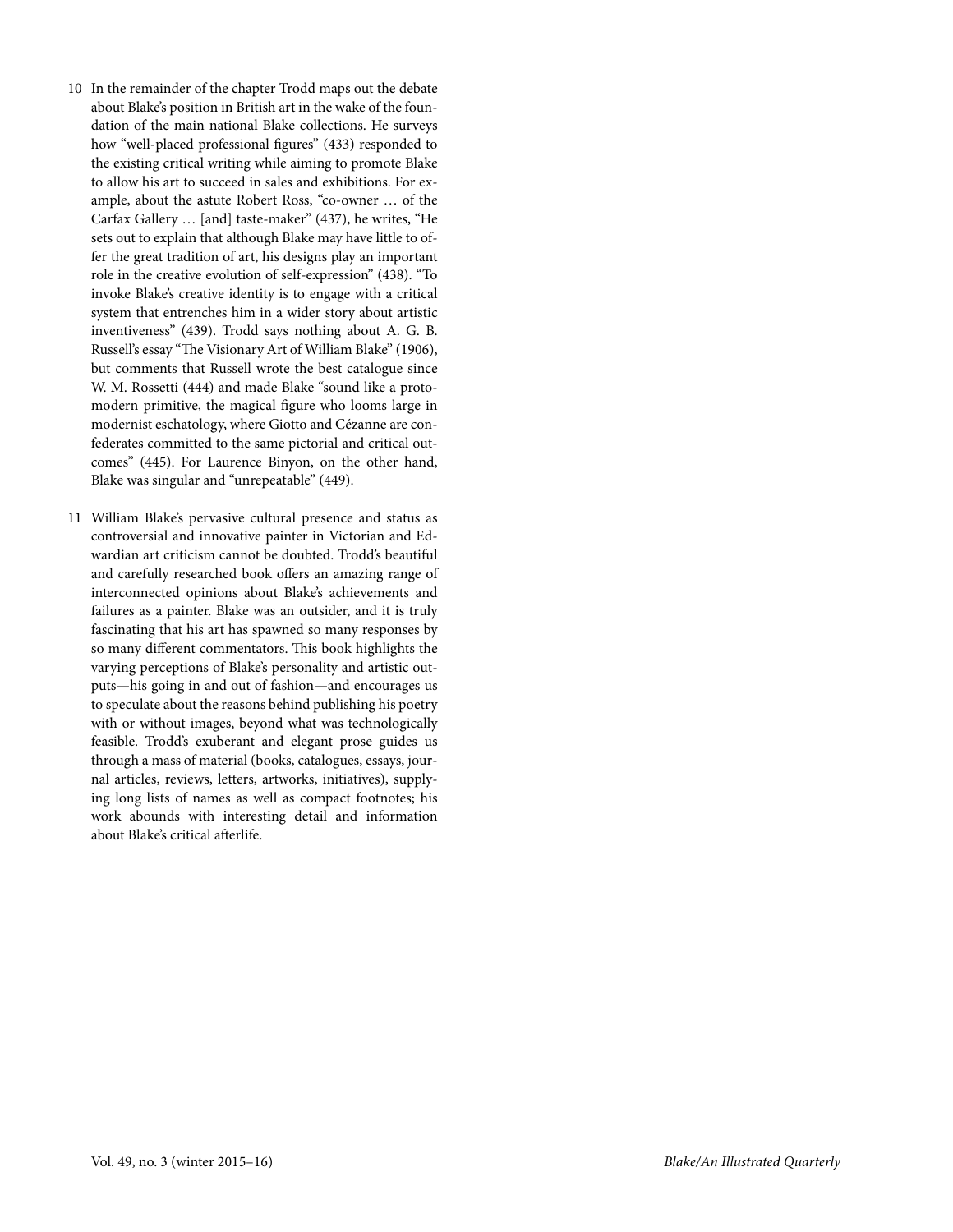10 In the remainder of the chapter Trodd maps out the debate about Blake's position in British art in the wake of the foundation of the main national Blake collections. He surveys how "well-placed professional figures" (433) responded to the existing critical writing while aiming to promote Blake to allow his art to succeed in sales and exhibitions. For example, about the astute Robert Ross, "co-owner … of the Carfax Gallery … [and] taste-maker" (437), he writes, "He sets out to explain that although Blake may have little to offer the great tradition of art, his designs play an important role in the creative evolution of self-expression" (438). "To invoke Blake's creative identity is to engage with a critical system that entrenches him in a wider story about artistic inventiveness" (439). Trodd says nothing about A. G. B. Russell's essay "The Visionary Art of William Blake" (1906), but comments that Russell wrote the best catalogue since W. M. Rossetti (444) and made Blake "sound like a proto-modern primitive, the magical figure who looms large in modernist eschatology, where Giotto and Cézanne are confederates committed to the same pictorial and critical outcomes" (445). For Laurence Binyon, on the other hand, Blake was singular and "unrepeatable" (449).

11 William Blake's pervasive cultural presence and status as controversial and innovative painter in Victorian and Edwardian art criticism cannot be doubted. Trodd's beautiful and carefully researched book offers an amazing range of interconnected opinions about Blake's achievements and failures as a painter. Blake was an outsider, and it is truly fascinating that his art has spawned so many responses by so many different commentators. This book highlights the varying perceptions of Blake's personality and artistic outputs—his going in and out of fashion—and encourages us to speculate about the reasons behind publishing his poetry with or without images, beyond what was technologically feasible. Trodd's exuberant and elegant prose guides us through a mass of material (books, catalogues, essays, journal articles, reviews, letters, artworks, initiatives), supplying long lists of names as well as compact footnotes; his work abounds with interesting detail and information about Blake's critical afterlife.